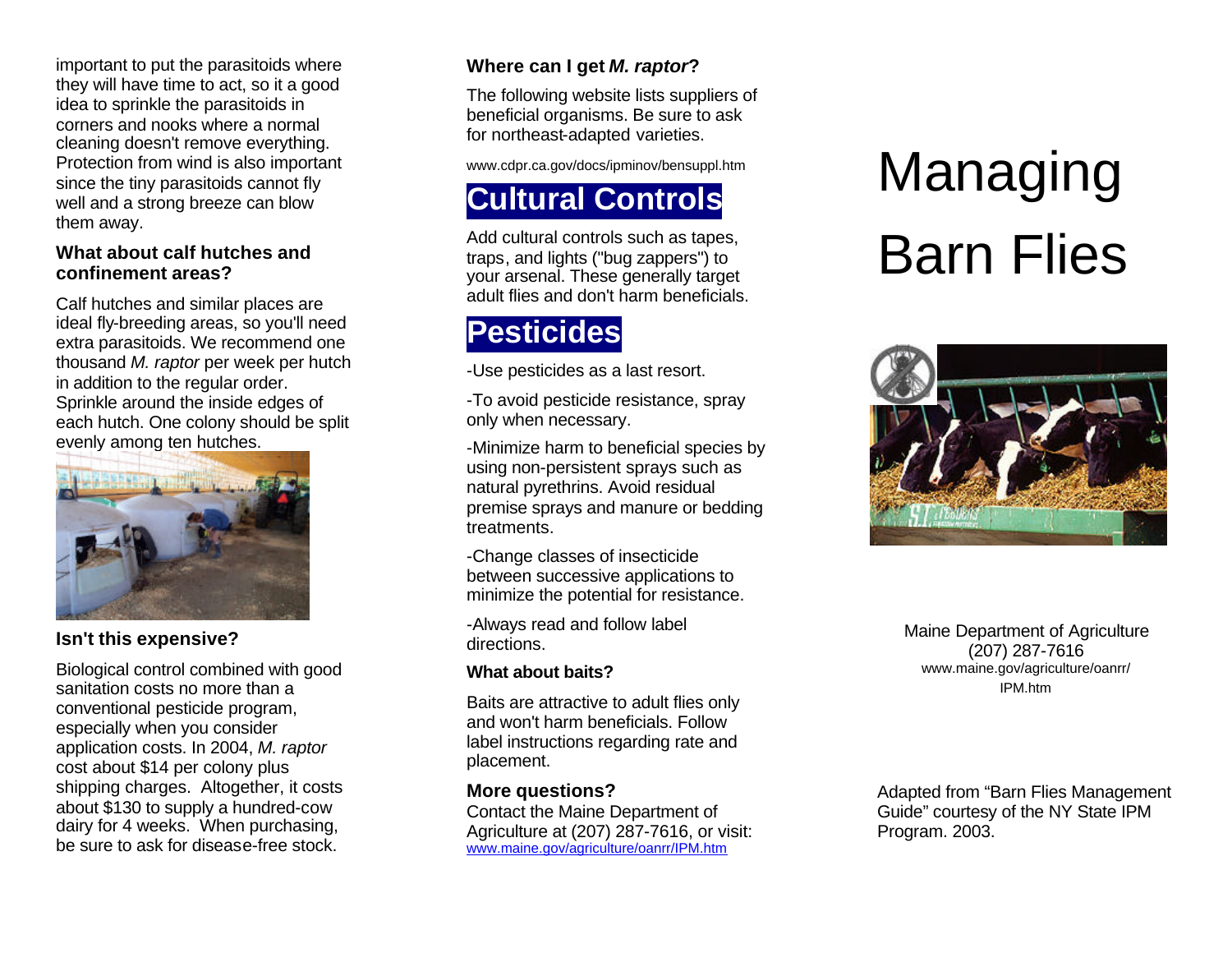important to put the parasitoids where they will have time to act, so it a good idea to sprinkle the parasitoids in corners and nooks where a normal cleaning doesn't remove everything. Protection from wind is also important since the tiny parasitoids cannot fly well and a strong breeze can blow them away.

### What about calf hutches and confinement areas?

Calf hutches and similar places are ideal fly-breeding areas, so you'll need extra parasitoids. We recommend one thousand *M. raptor* per week per hutch in addition to the regular order. Sprinkle around the inside edges of each hutch. One colony should be split evenly among ten hutches.

### Isn't this expensive?

Biological control combined with good sanitation costs no more than a conventional pesticide program, especially when you consider application costs. In 2004, *M. raptor* cost about $14 per colony plus shipping charges. Altogether, it costs about $130 to supply a hundred-cow dairy for 4 weeks. When purchasing, be sure to ask for disease-free stock.

### Where can I get *M. raptor*?

The following website lists suppliers of beneficial organisms. Be sure to ask for northeast-adapted varieties.

www.cdpr.ca.gov/docs/ipminov/bensuppl.htm

## Cultural Controls

Add cultural controls such as tapes, traps, and lights ("bug zappers") to your arsenal. These generally target adult flies and don't harm beneficials.

## Pesticides

-Use pesticides as a last resort.

-To avoid pesticide resistance, spray only when necessary.

-Minimize harm to beneficial species by using non-persistent sprays such as natural pyrethrins. Avoid residual premise sprays and manure or bedding treatments.

-Change classes of insecticide between successive applications to minimize the potential for resistance.

-Always read and follow label directions.

### What about baits?

Baits are attractive to adult flies only and won't harm beneficials. Follow label instructions regarding rate and placement.

### More questions?

Contact the Maine Department of Agriculture at (207) 287-7616, or visit: [www.maine.gov/agriculture/oanrr/IPM.htm](www.maine.gov/agriculture/oanrr/IPM.htm)

# Managing Barn Flies

Maine Department of Agriculture
(207) 287-7616
www.maine.gov/agriculture/oanrr/IPM.htm

Adapted from "Barn Flies Management Guide" courtesy of the NY State IPM Program. 2003.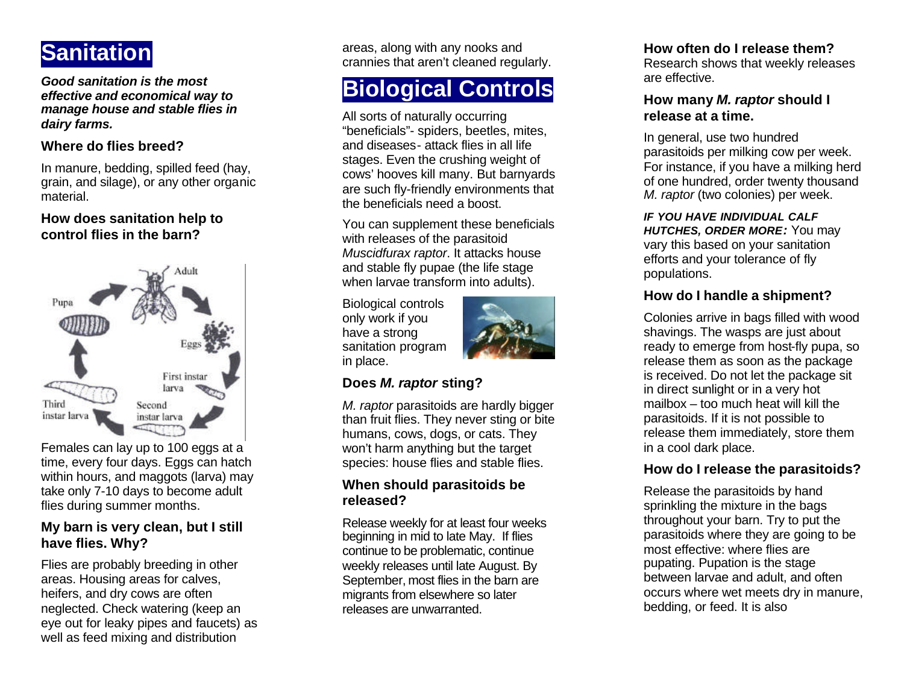# Sanitation

***Good sanitation is the most effective and economical way to manage house and stable flies in dairy farms.***

### Where do flies breed?

In manure, bedding, spilled feed (hay, grain, and silage), or any other organic material.

### How does sanitation help to control flies in the barn?

Adult

Eggs

First instar larva

Second instar larva

Third instar larva

Pupa

Females can lay up to 100 eggs at a time, every four days. Eggs can hatch within hours, and maggots (larva) may take only 7-10 days to become adult flies during summer months.

### My barn is very clean, but I still have flies. Why?

Flies are probably breeding in other areas. Housing areas for calves, heifers, and dry cows are often neglected. Check watering (keep an eye out for leaky pipes and faucets) as well as feed mixing and distribution areas, along with any nooks and crannies that aren't cleaned regularly.

# Biological Controls

All sorts of naturally occurring "beneficials"- spiders, beetles, mites, and diseases- attack flies in all life stages. Even the crushing weight of cows' hooves kill many. But barnyards are such fly-friendly environments that the beneficials need a boost.

You can supplement these beneficials with releases of the parasitoid *Muscidfurax raptor*. It attacks house and stable fly pupae (the life stage when larvae transform into adults).

Biological controls only work if you have a strong sanitation program in place.

### Does *M. raptor* sting?

*M. raptor* parasitoids are hardly bigger than fruit flies. They never sting or bite humans, cows, dogs, or cats. They won't harm anything but the target species: house flies and stable flies.

### When should parasitoids be released?

Release weekly for at least four weeks beginning in mid to late May. If flies continue to be problematic, continue weekly releases until late August. By September, most flies in the barn are migrants from elsewhere so later releases are unwarranted.

### How often do I release them?

Research shows that weekly releases are effective.

### How many *M. raptor* should I release at a time.

In general, use two hundred parasitoids per milking cow per week. For instance, if you have a milking herd of one hundred, order twenty thousand *M. raptor* (two colonies) per week.

***IF YOU HAVE INDIVIDUAL CALF HUTCHES, ORDER MORE:*** You may vary this based on your sanitation efforts and your tolerance of fly populations.

### How do I handle a shipment?

Colonies arrive in bags filled with wood shavings. The wasps are just about ready to emerge from host-fly pupa, so release them as soon as the package is received. Do not let the package sit in direct sunlight or in a very hot mailbox – too much heat will kill the parasitoids. If it is not possible to release them immediately, store them in a cool dark place.

### How do I release the parasitoids?

Release the parasitoids by hand sprinkling the mixture in the bags throughout your barn. Try to put the parasitoids where they are going to be most effective: where flies are pupating. Pupation is the stage between larvae and adult, and often occurs where wet meets dry in manure, bedding, or feed. It is also